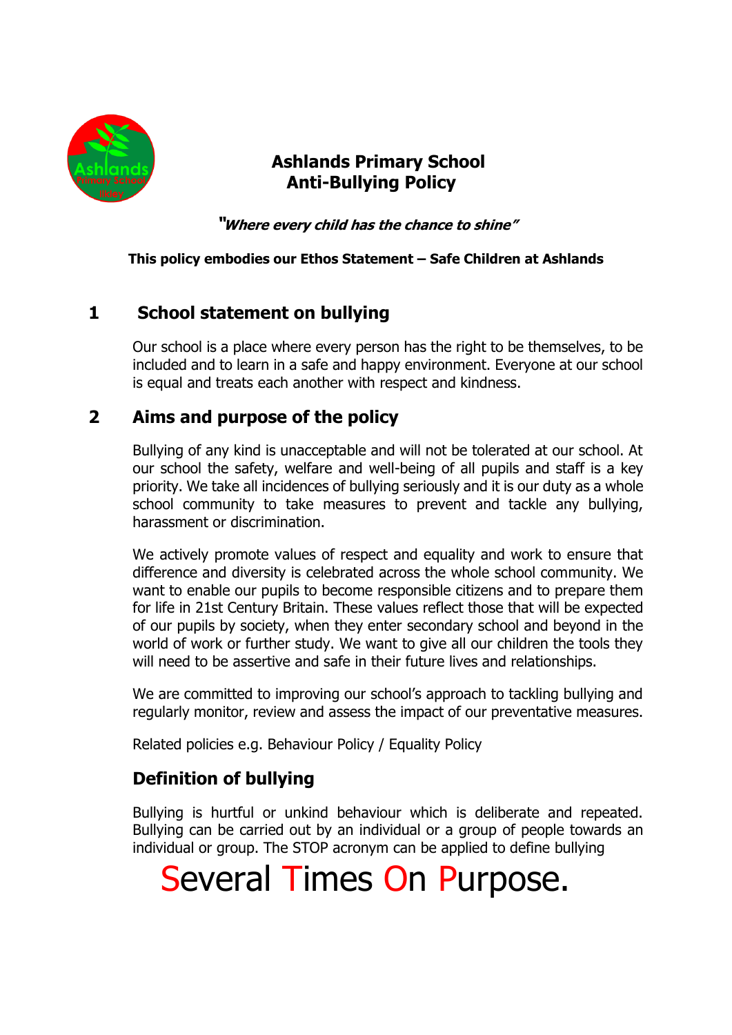# Ashlands Primary School
## Anti-Bullying Policy

***"Where every child has the chance to shine"***

**This policy embodies our Ethos Statement – Safe Children at Ashlands**

## 1 School statement on bullying

Our school is a place where every person has the right to be themselves, to be included and to learn in a safe and happy environment. Everyone at our school is equal and treats each another with respect and kindness.

## 2 Aims and purpose of the policy

Bullying of any kind is unacceptable and will not be tolerated at our school. At our school the safety, welfare and well-being of all pupils and staff is a key priority. We take all incidences of bullying seriously and it is our duty as a whole school community to take measures to prevent and tackle any bullying, harassment or discrimination.

We actively promote values of respect and equality and work to ensure that difference and diversity is celebrated across the whole school community. We want to enable our pupils to become responsible citizens and to prepare them for life in 21st Century Britain. These values reflect those that will be expected of our pupils by society, when they enter secondary school and beyond in the world of work or further study. We want to give all our children the tools they will need to be assertive and safe in their future lives and relationships.

We are committed to improving our school's approach to tackling bullying and regularly monitor, review and assess the impact of our preventative measures.

Related policies e.g. Behaviour Policy / Equality Policy

### Definition of bullying

Bullying is hurtful or unkind behaviour which is deliberate and repeated. Bullying can be carried out by an individual or a group of people towards an individual or group. The STOP acronym can be applied to define bullying

# Several Times On Purpose.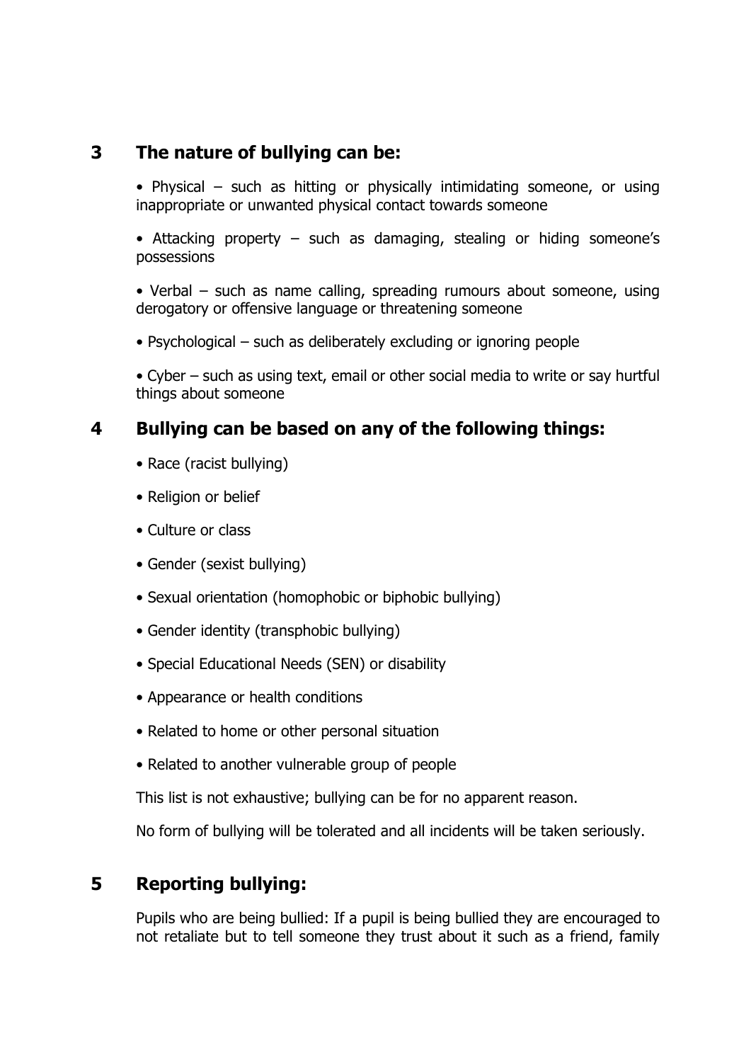## 3 The nature of bullying can be:

- Physical – such as hitting or physically intimidating someone, or using inappropriate or unwanted physical contact towards someone
- Attacking property – such as damaging, stealing or hiding someone's possessions
- Verbal – such as name calling, spreading rumours about someone, using derogatory or offensive language or threatening someone
- Psychological – such as deliberately excluding or ignoring people
- Cyber – such as using text, email or other social media to write or say hurtful things about someone

## 4 Bullying can be based on any of the following things:

- Race (racist bullying)
- Religion or belief
- Culture or class
- Gender (sexist bullying)
- Sexual orientation (homophobic or biphobic bullying)
- Gender identity (transphobic bullying)
- Special Educational Needs (SEN) or disability
- Appearance or health conditions
- Related to home or other personal situation
- Related to another vulnerable group of people

This list is not exhaustive; bullying can be for no apparent reason.

No form of bullying will be tolerated and all incidents will be taken seriously.

## 5 Reporting bullying:

Pupils who are being bullied: If a pupil is being bullied they are encouraged to not retaliate but to tell someone they trust about it such as a friend, family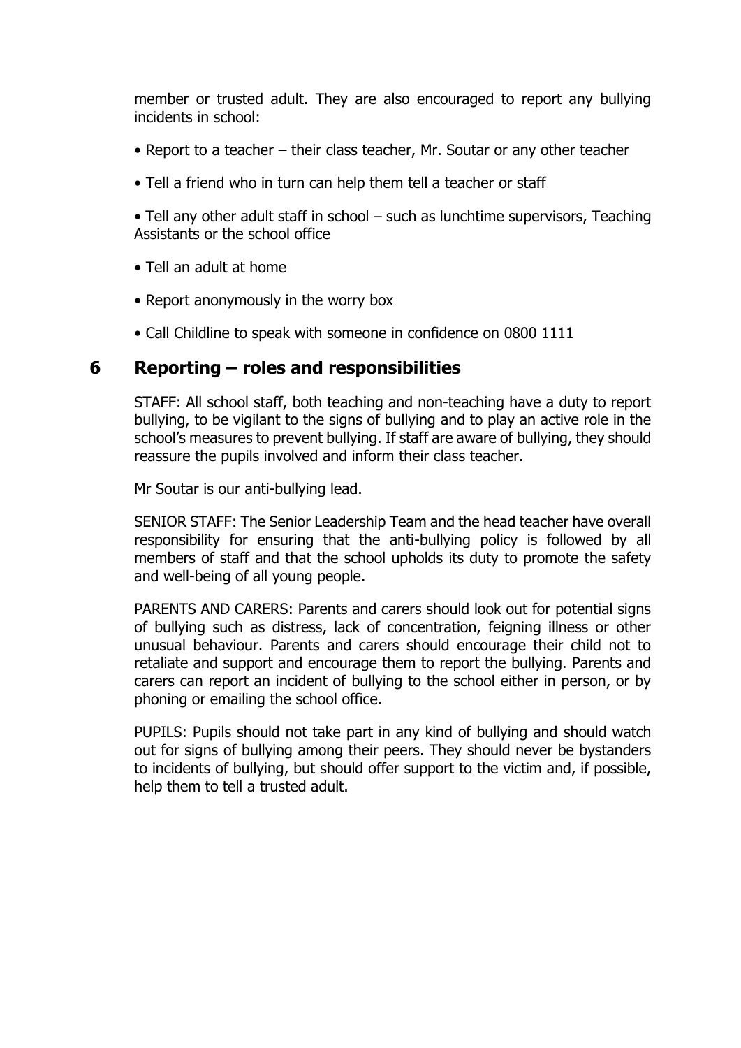member or trusted adult. They are also encouraged to report any bullying incidents in school:

- Report to a teacher – their class teacher, Mr. Soutar or any other teacher
- Tell a friend who in turn can help them tell a teacher or staff
- Tell any other adult staff in school – such as lunchtime supervisors, Teaching Assistants or the school office
- Tell an adult at home
- Report anonymously in the worry box
- Call Childline to speak with someone in confidence on 0800 1111

## 6 Reporting – roles and responsibilities

STAFF: All school staff, both teaching and non-teaching have a duty to report bullying, to be vigilant to the signs of bullying and to play an active role in the school's measures to prevent bullying. If staff are aware of bullying, they should reassure the pupils involved and inform their class teacher.

Mr Soutar is our anti-bullying lead.

SENIOR STAFF: The Senior Leadership Team and the head teacher have overall responsibility for ensuring that the anti-bullying policy is followed by all members of staff and that the school upholds its duty to promote the safety and well-being of all young people.

PARENTS AND CARERS: Parents and carers should look out for potential signs of bullying such as distress, lack of concentration, feigning illness or other unusual behaviour. Parents and carers should encourage their child not to retaliate and support and encourage them to report the bullying. Parents and carers can report an incident of bullying to the school either in person, or by phoning or emailing the school office.

PUPILS: Pupils should not take part in any kind of bullying and should watch out for signs of bullying among their peers. They should never be bystanders to incidents of bullying, but should offer support to the victim and, if possible, help them to tell a trusted adult.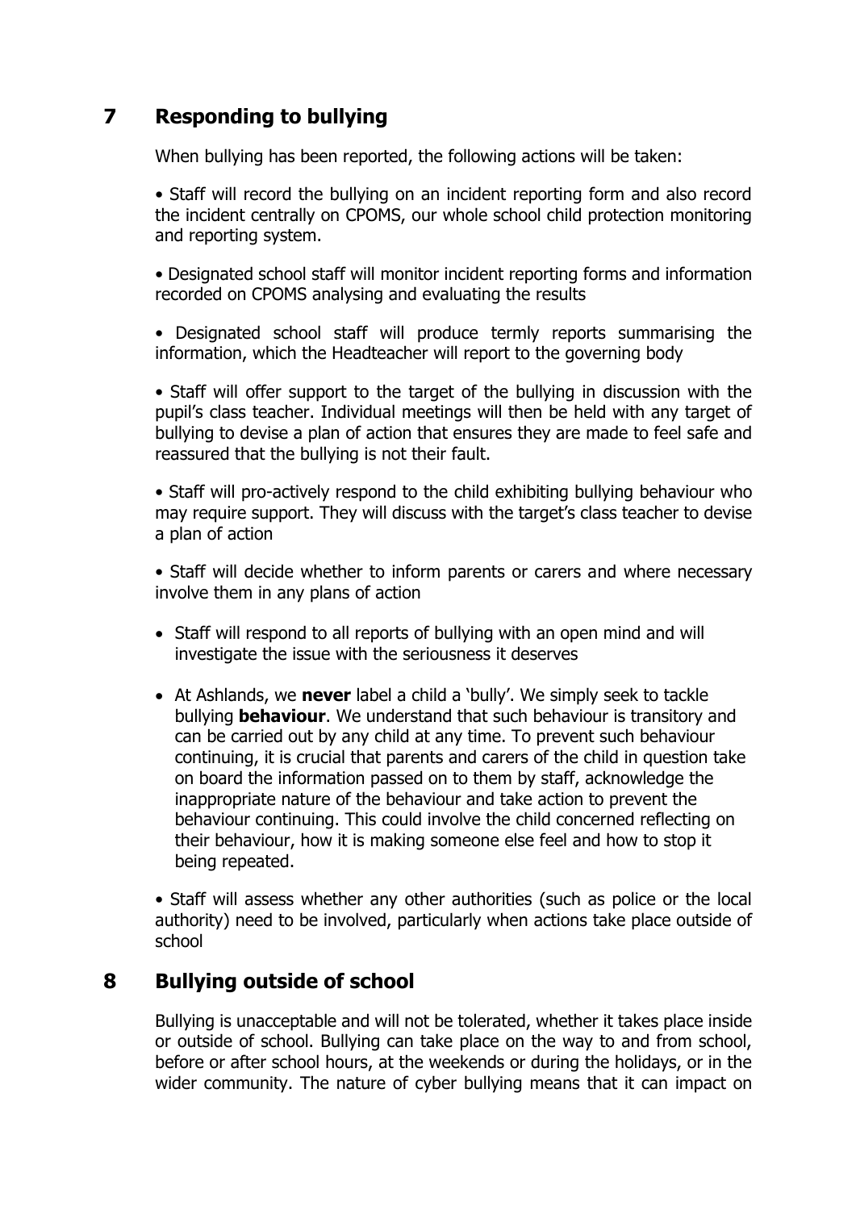## 7 Responding to bullying

When bullying has been reported, the following actions will be taken:

• Staff will record the bullying on an incident reporting form and also record the incident centrally on CPOMS, our whole school child protection monitoring and reporting system.

• Designated school staff will monitor incident reporting forms and information recorded on CPOMS analysing and evaluating the results

• Designated school staff will produce termly reports summarising the information, which the Headteacher will report to the governing body

• Staff will offer support to the target of the bullying in discussion with the pupil's class teacher. Individual meetings will then be held with any target of bullying to devise a plan of action that ensures they are made to feel safe and reassured that the bullying is not their fault.

• Staff will pro-actively respond to the child exhibiting bullying behaviour who may require support. They will discuss with the target's class teacher to devise a plan of action

• Staff will decide whether to inform parents or carers and where necessary involve them in any plans of action

- Staff will respond to all reports of bullying with an open mind and will investigate the issue with the seriousness it deserves
- At Ashlands, we **never** label a child a 'bully'. We simply seek to tackle bullying **behaviour**. We understand that such behaviour is transitory and can be carried out by any child at any time. To prevent such behaviour continuing, it is crucial that parents and carers of the child in question take on board the information passed on to them by staff, acknowledge the inappropriate nature of the behaviour and take action to prevent the behaviour continuing. This could involve the child concerned reflecting on their behaviour, how it is making someone else feel and how to stop it being repeated.

• Staff will assess whether any other authorities (such as police or the local authority) need to be involved, particularly when actions take place outside of school

## 8 Bullying outside of school

Bullying is unacceptable and will not be tolerated, whether it takes place inside or outside of school. Bullying can take place on the way to and from school, before or after school hours, at the weekends or during the holidays, or in the wider community. The nature of cyber bullying means that it can impact on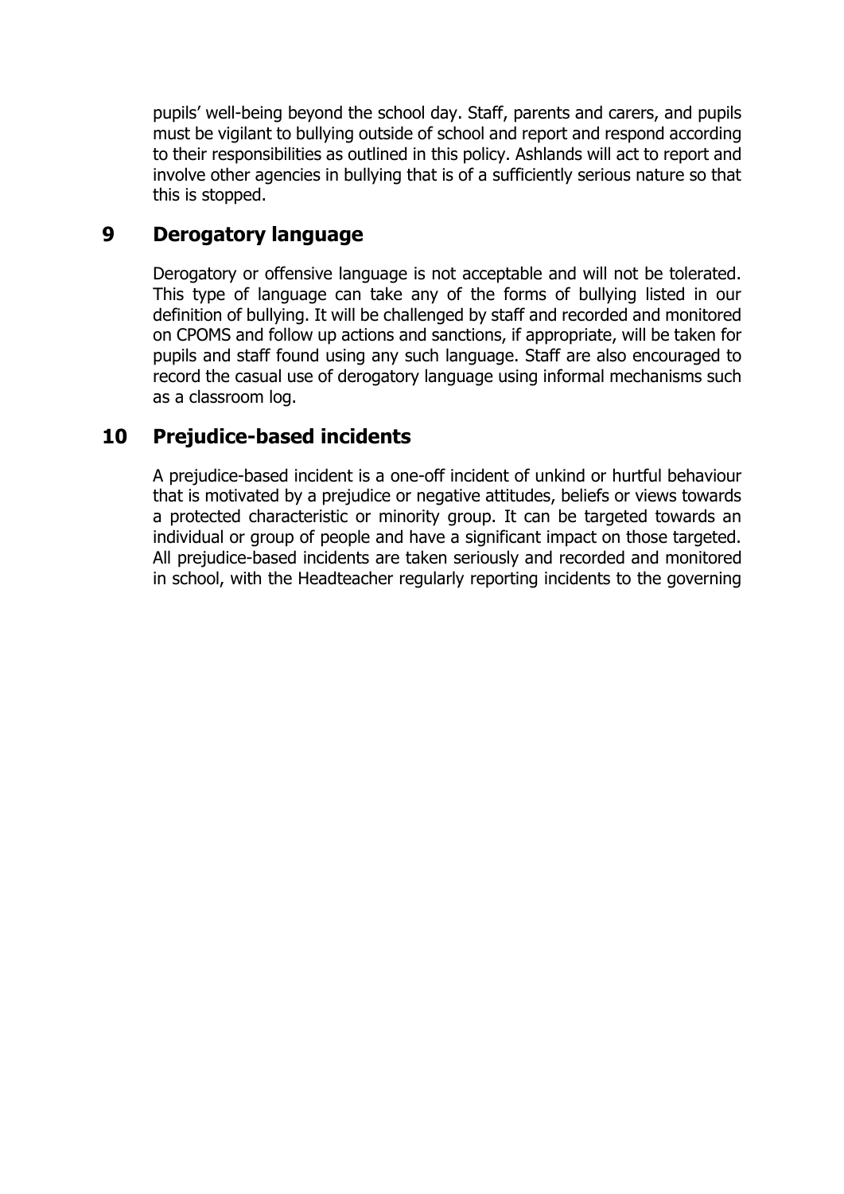pupils' well-being beyond the school day. Staff, parents and carers, and pupils must be vigilant to bullying outside of school and report and respond according to their responsibilities as outlined in this policy. Ashlands will act to report and involve other agencies in bullying that is of a sufficiently serious nature so that this is stopped.

## 9 Derogatory language

Derogatory or offensive language is not acceptable and will not be tolerated. This type of language can take any of the forms of bullying listed in our definition of bullying. It will be challenged by staff and recorded and monitored on CPOMS and follow up actions and sanctions, if appropriate, will be taken for pupils and staff found using any such language. Staff are also encouraged to record the casual use of derogatory language using informal mechanisms such as a classroom log.

## 10 Prejudice-based incidents

A prejudice-based incident is a one-off incident of unkind or hurtful behaviour that is motivated by a prejudice or negative attitudes, beliefs or views towards a protected characteristic or minority group. It can be targeted towards an individual or group of people and have a significant impact on those targeted. All prejudice-based incidents are taken seriously and recorded and monitored in school, with the Headteacher regularly reporting incidents to the governing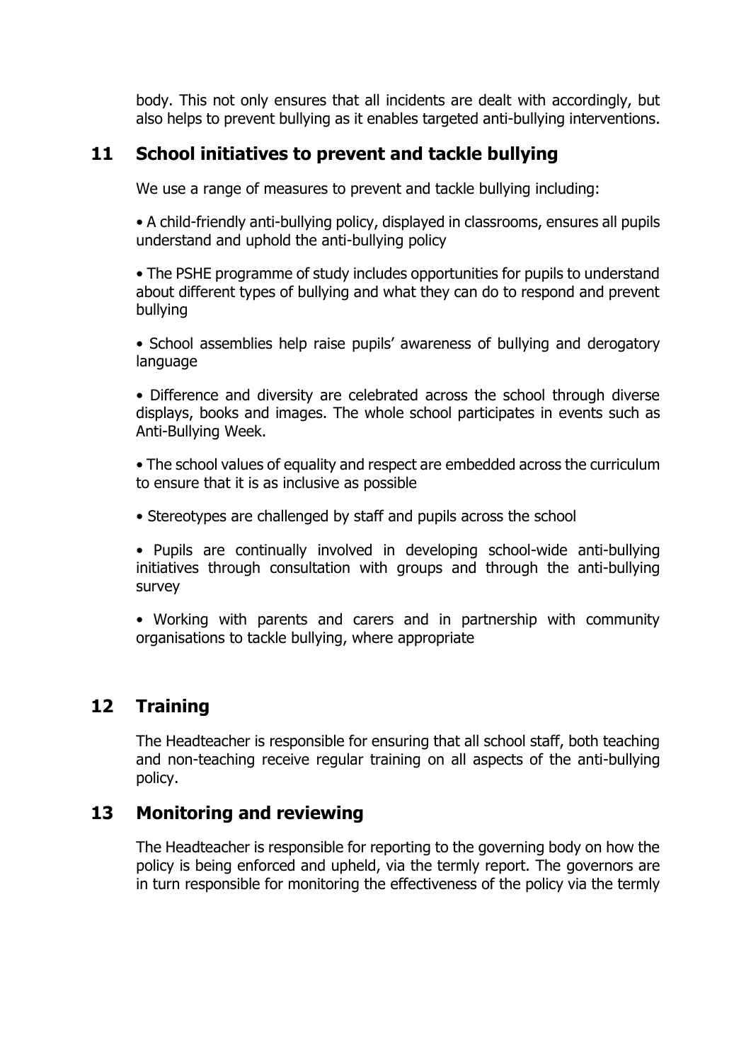body. This not only ensures that all incidents are dealt with accordingly, but also helps to prevent bullying as it enables targeted anti-bullying interventions.

## 11 School initiatives to prevent and tackle bullying

We use a range of measures to prevent and tackle bullying including:

- A child-friendly anti-bullying policy, displayed in classrooms, ensures all pupils understand and uphold the anti-bullying policy
- The PSHE programme of study includes opportunities for pupils to understand about different types of bullying and what they can do to respond and prevent bullying
- School assemblies help raise pupils' awareness of bullying and derogatory language
- Difference and diversity are celebrated across the school through diverse displays, books and images. The whole school participates in events such as Anti-Bullying Week.
- The school values of equality and respect are embedded across the curriculum to ensure that it is as inclusive as possible
- Stereotypes are challenged by staff and pupils across the school
- Pupils are continually involved in developing school-wide anti-bullying initiatives through consultation with groups and through the anti-bullying survey
- Working with parents and carers and in partnership with community organisations to tackle bullying, where appropriate

## 12 Training

The Headteacher is responsible for ensuring that all school staff, both teaching and non-teaching receive regular training on all aspects of the anti-bullying policy.

## 13 Monitoring and reviewing

The Headteacher is responsible for reporting to the governing body on how the policy is being enforced and upheld, via the termly report. The governors are in turn responsible for monitoring the effectiveness of the policy via the termly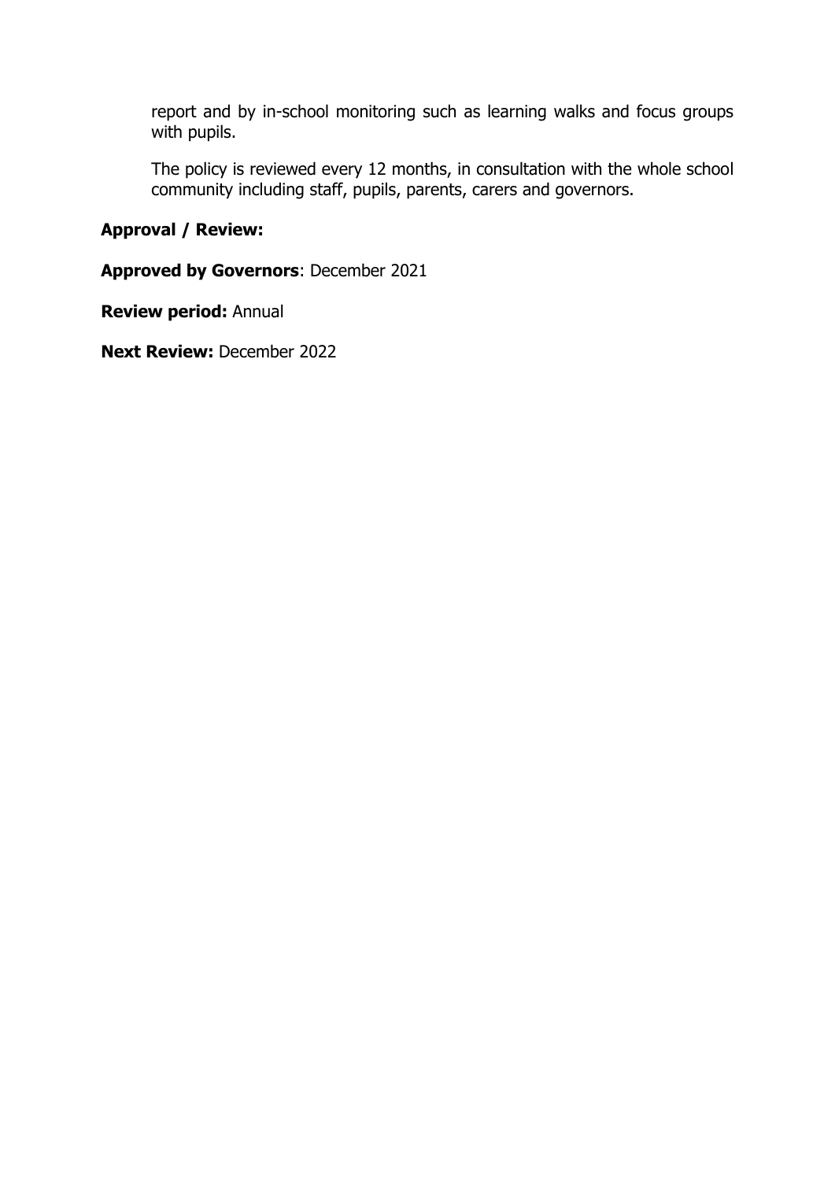report and by in-school monitoring such as learning walks and focus groups with pupils.

The policy is reviewed every 12 months, in consultation with the whole school community including staff, pupils, parents, carers and governors.

**Approval / Review:**

**Approved by Governors**: December 2021

**Review period:** Annual

**Next Review:** December 2022